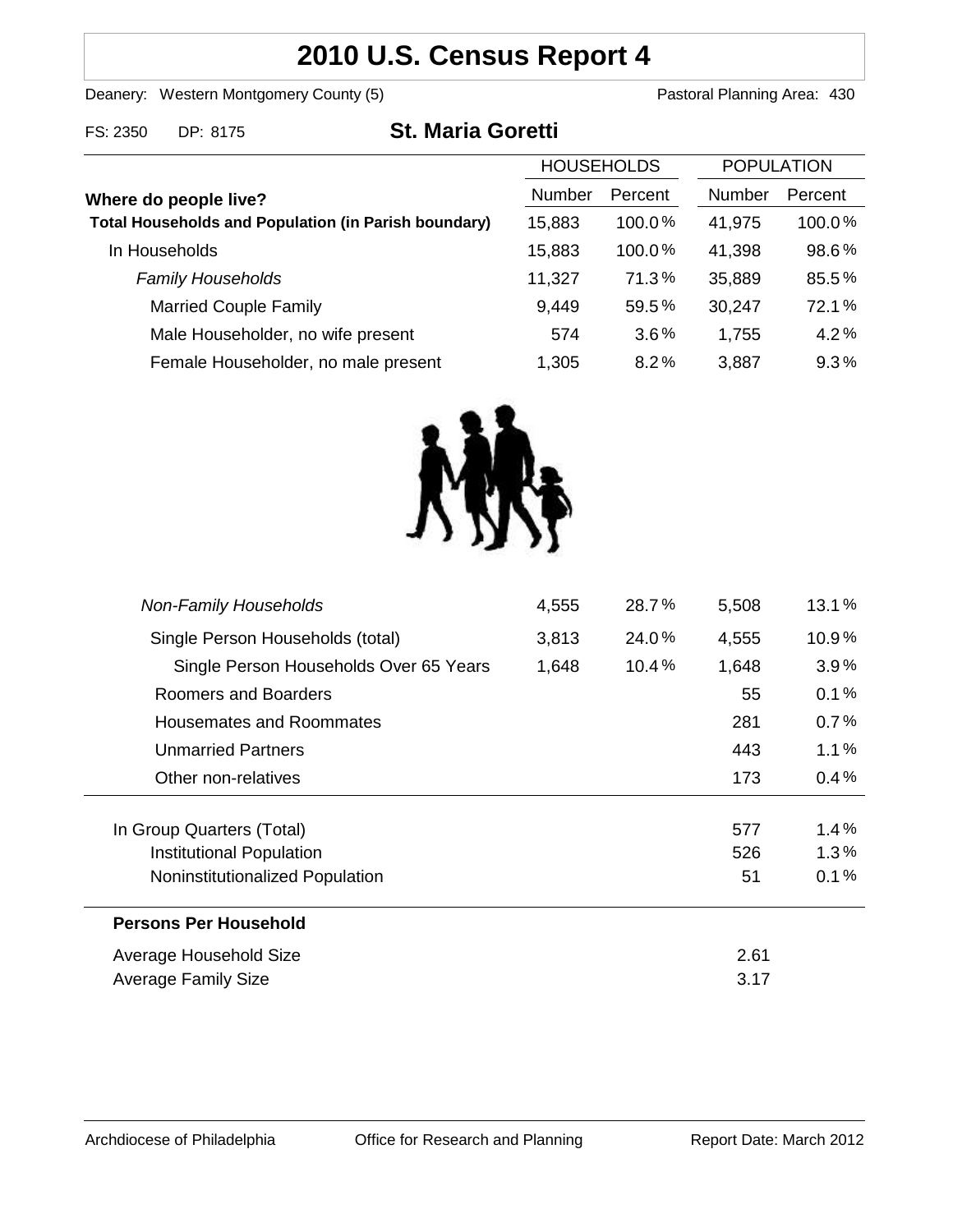# 2010 U.S. Census Report 4

Deanery: Western Montgomery County (5) Pastoral Planning Area: 430

FS: 2350 DP: 8175

## St. Maria Goretti

| Where do people live? | HOUSEHOLDS | | POPULATION | |
|---|---|---|---|---|
| | Number | Percent | Number | Percent |
| **Total Households and Population (in Parish boundary)** | 15,883 | 100.0 % | 41,975 | 100.0 % |
| In Households | 15,883 | 100.0 % | 41,398 | 98.6 % |
| *Family Households* | 11,327 | 71.3 % | 35,889 | 85.5 % |
| Married Couple Family | 9,449 | 59.5 % | 30,247 | 72.1 % |
| Male Householder, no wife present | 574 | 3.6 % | 1,755 | 4.2 % |
| Female Householder, no male present | 1,305 | 8.2 % | 3,887 | 9.3 % |
| *Non-Family Households* | 4,555 | 28.7 % | 5,508 | 13.1 % |
| Single Person Households (total) | 3,813 | 24.0 % | 4,555 | 10.9 % |
| Single Person Households Over 65 Years | 1,648 | 10.4 % | 1,648 | 3.9 % |
| Roomers and Boarders | | | 55 | 0.1 % |
| Housemates and Roommates | | | 281 | 0.7 % |
| Unmarried Partners | | | 443 | 1.1 % |
| Other non-relatives | | | 173 | 0.4 % |
| In Group Quarters (Total) | | | 577 | 1.4 % |
| Institutional Population | | | 526 | 1.3 % |
| Noninstitutionalized Population | | | 51 | 0.1 % |

**Persons Per Household**

| | |
|---|---|
| Average Household Size | 2.61 |
| Average Family Size | 3.17 |

Archdiocese of Philadelphia Office for Research and Planning Report Date: March 2012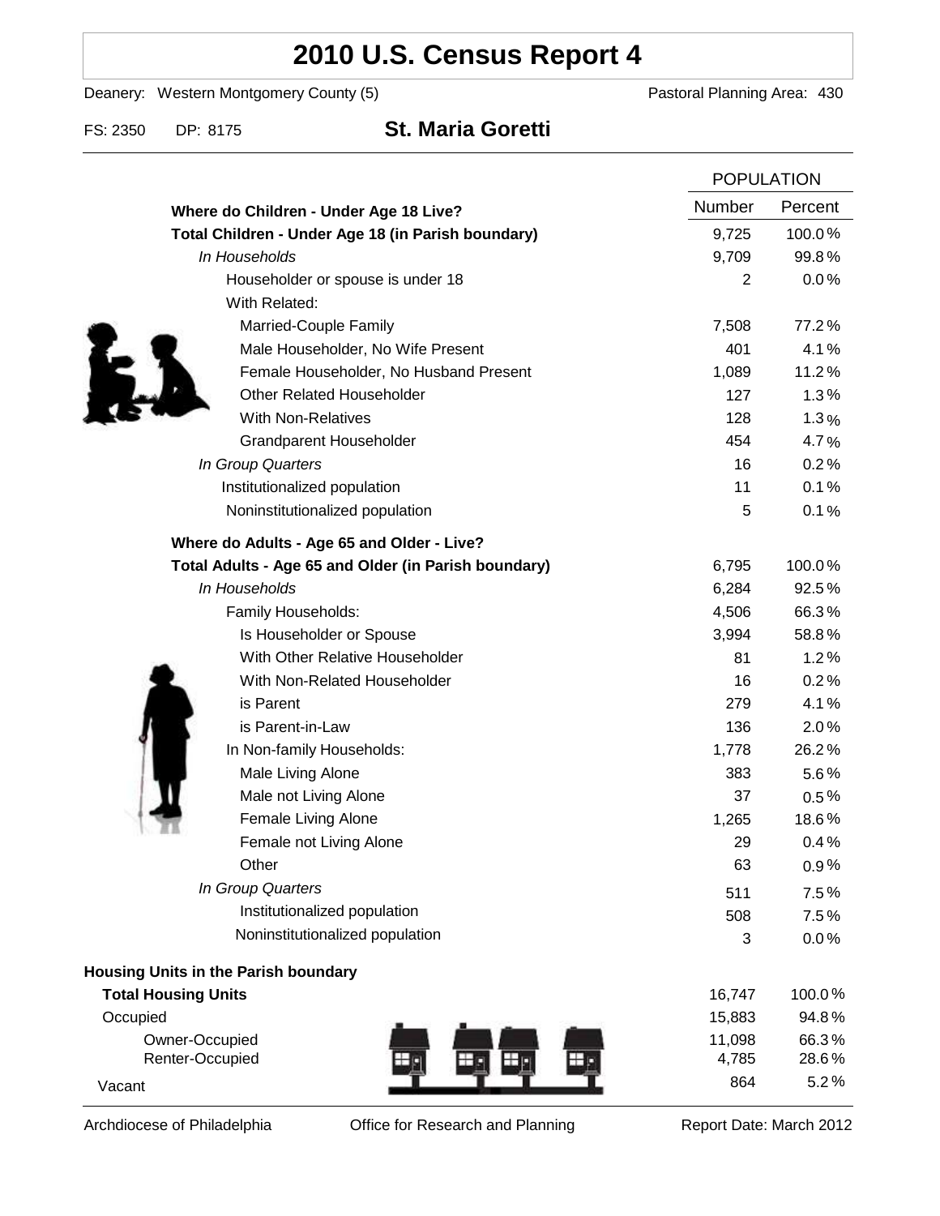# 2010 U.S. Census Report 4

Deanery: Western Montgomery County (5) Pastoral Planning Area: 430

FS: 2350 DP: 8175 **St. Maria Goretti**

| | POPULATION | |
|---|---|---|
| | Number | Percent |
| **Where do Children - Under Age 18 Live?** | | |
| **Total Children - Under Age 18 (in Parish boundary)** | 9,725 | 100.0% |
| *In Households* | 9,709 | 99.8% |
| Householder or spouse is under 18 | 2 | 0.0% |
| With Related: | | |
| Married-Couple Family | 7,508 | 77.2% |
| Male Householder, No Wife Present | 401 | 4.1% |
| Female Householder, No Husband Present | 1,089 | 11.2% |
| Other Related Householder | 127 | 1.3% |
| With Non-Relatives | 128 | 1.3% |
| Grandparent Householder | 454 | 4.7% |
| *In Group Quarters* | 16 | 0.2% |
| Institutionalized population | 11 | 0.1% |
| Noninstitutionalized population | 5 | 0.1% |
| **Where do Adults - Age 65 and Older - Live?** | | |
| **Total Adults - Age 65 and Older (in Parish boundary)** | 6,795 | 100.0% |
| *In Households* | 6,284 | 92.5% |
| Family Households: | 4,506 | 66.3% |
| Is Householder or Spouse | 3,994 | 58.8% |
| With Other Relative Householder | 81 | 1.2% |
| With Non-Related Householder | 16 | 0.2% |
| is Parent | 279 | 4.1% |
| is Parent-in-Law | 136 | 2.0% |
| In Non-family Households: | 1,778 | 26.2% |
| Male Living Alone | 383 | 5.6% |
| Male not Living Alone | 37 | 0.5% |
| Female Living Alone | 1,265 | 18.6% |
| Female not Living Alone | 29 | 0.4% |
| Other | 63 | 0.9% |
| *In Group Quarters* | 511 | 7.5% |
| Institutionalized population | 508 | 7.5% |
| Noninstitutionalized population | 3 | 0.0% |
| **Housing Units in the Parish boundary** | | |
| **Total Housing Units** | 16,747 | 100.0% |
| Occupied | 15,883 | 94.8% |
| Owner-Occupied | 11,098 | 66.3% |
| Renter-Occupied | 4,785 | 28.6% |
| Vacant | 864 | 5.2% |

Archdiocese of Philadelphia Office for Research and Planning Report Date: March 2012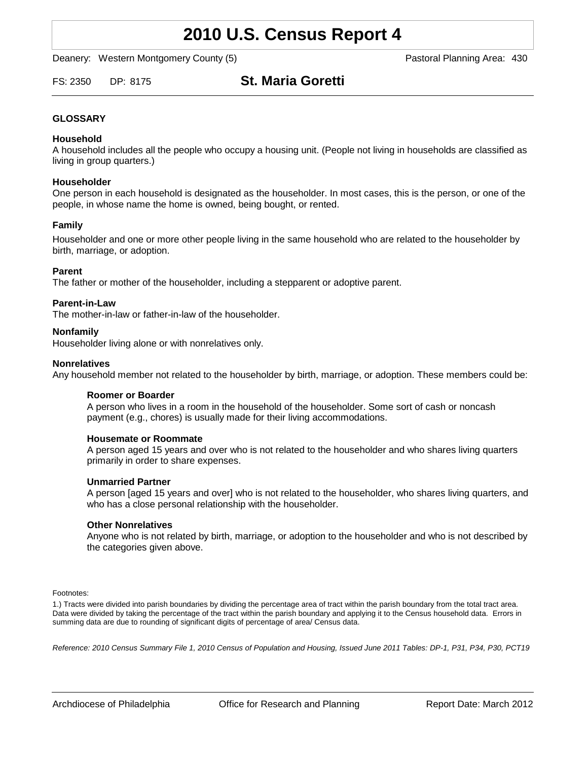# 2010 U.S. Census Report 4

Deanery: Western Montgomery County (5) Pastoral Planning Area: 430

FS: 2350 DP: 8175

## St. Maria Goretti

### GLOSSARY

**Household**
A household includes all the people who occupy a housing unit. (People not living in households are classified as living in group quarters.)

**Householder**
One person in each household is designated as the householder. In most cases, this is the person, or one of the people, in whose name the home is owned, being bought, or rented.

**Family**
Householder and one or more other people living in the same household who are related to the householder by birth, marriage, or adoption.

**Parent**
The father or mother of the householder, including a stepparent or adoptive parent.

**Parent-in-Law**
The mother-in-law or father-in-law of the householder.

**Nonfamily**
Householder living alone or with nonrelatives only.

**Nonrelatives**
Any household member not related to the householder by birth, marriage, or adoption. These members could be:

> **Roomer or Boarder**
> A person who lives in a room in the household of the householder. Some sort of cash or noncash payment (e.g., chores) is usually made for their living accommodations.
>
> **Housemate or Roommate**
> A person aged 15 years and over who is not related to the householder and who shares living quarters primarily in order to share expenses.
>
> **Unmarried Partner**
> A person [aged 15 years and over] who is not related to the householder, who shares living quarters, and who has a close personal relationship with the householder.
>
> **Other Nonrelatives**
> Anyone who is not related by birth, marriage, or adoption to the householder and who is not described by the categories given above.

Footnotes:

1.) Tracts were divided into parish boundaries by dividing the percentage area of tract within the parish boundary from the total tract area. Data were divided by taking the percentage of the tract within the parish boundary and applying it to the Census household data. Errors in summing data are due to rounding of significant digits of percentage of area/ Census data.

*Reference: 2010 Census Summary File 1, 2010 Census of Population and Housing, Issued June 2011 Tables: DP-1, P31, P34, P30, PCT19*

Archdiocese of Philadelphia Office for Research and Planning Report Date: March 2012